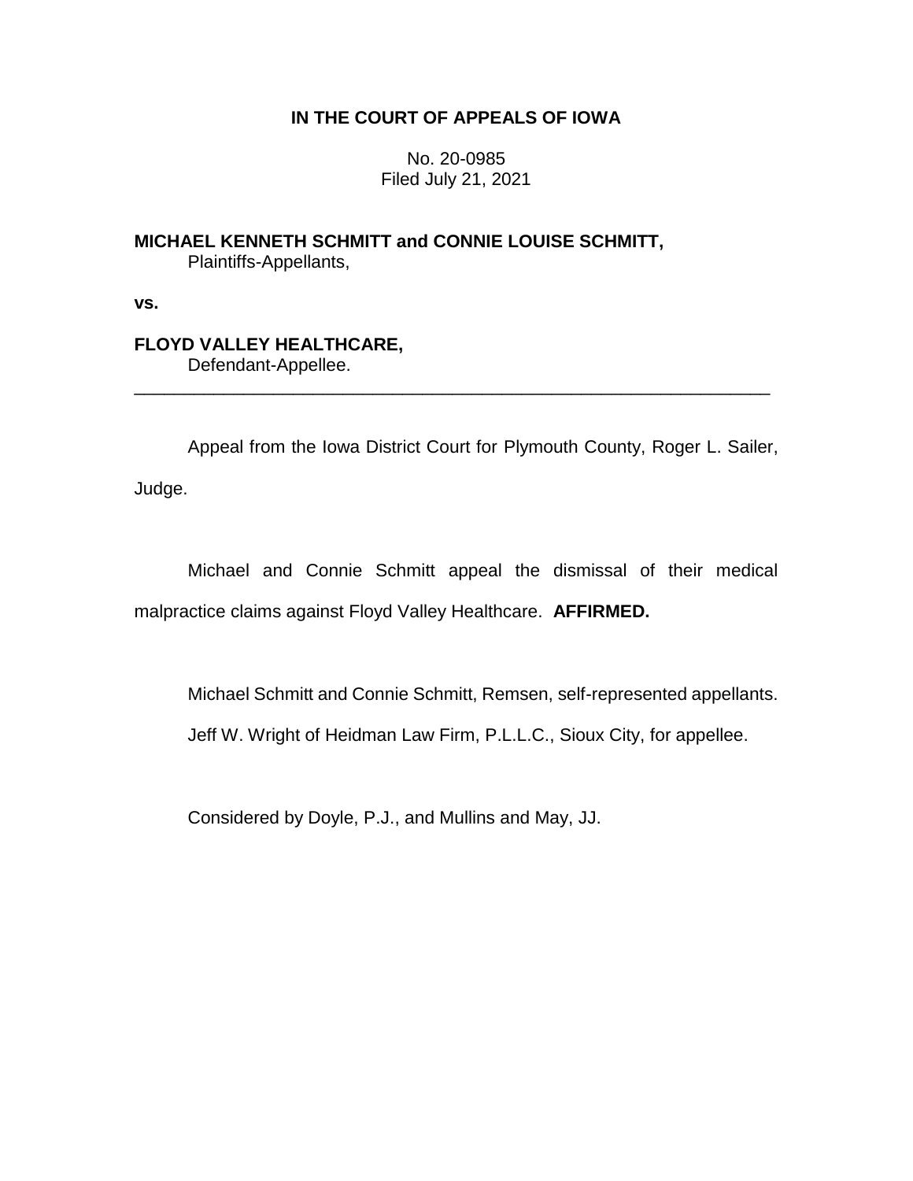**IN THE COURT OF APPEALS OF IOWA**

No. 20-0985
Filed July 21, 2021

**MICHAEL KENNETH SCHMITT and CONNIE LOUISE SCHMITT,**
Plaintiffs-Appellants,

**vs.**

**FLOYD VALLEY HEALTHCARE,**
Defendant-Appellee.

---

Appeal from the Iowa District Court for Plymouth County, Roger L. Sailer, Judge.

Michael and Connie Schmitt appeal the dismissal of their medical malpractice claims against Floyd Valley Healthcare. **AFFIRMED.**

Michael Schmitt and Connie Schmitt, Remsen, self-represented appellants.

Jeff W. Wright of Heidman Law Firm, P.L.L.C., Sioux City, for appellee.

Considered by Doyle, P.J., and Mullins and May, JJ.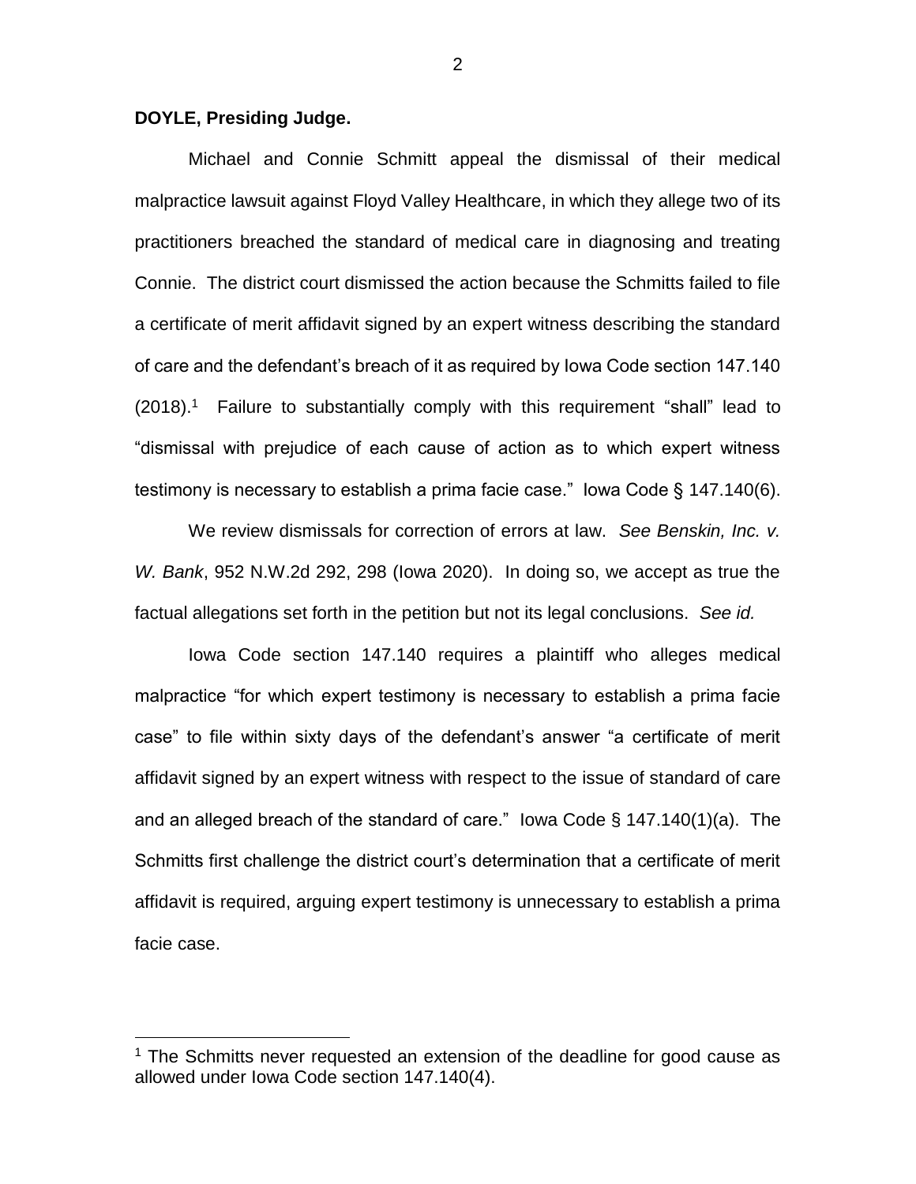**DOYLE, Presiding Judge.**

Michael and Connie Schmitt appeal the dismissal of their medical malpractice lawsuit against Floyd Valley Healthcare, in which they allege two of its practitioners breached the standard of medical care in diagnosing and treating Connie. The district court dismissed the action because the Schmitts failed to file a certificate of merit affidavit signed by an expert witness describing the standard of care and the defendant's breach of it as required by Iowa Code section 147.140 (2018).[1] Failure to substantially comply with this requirement "shall" lead to "dismissal with prejudice of each cause of action as to which expert witness testimony is necessary to establish a prima facie case." Iowa Code § 147.140(6).

We review dismissals for correction of errors at law. *See Benskin, Inc. v. W. Bank*, 952 N.W.2d 292, 298 (Iowa 2020). In doing so, we accept as true the factual allegations set forth in the petition but not its legal conclusions. *See id.*

Iowa Code section 147.140 requires a plaintiff who alleges medical malpractice "for which expert testimony is necessary to establish a prima facie case" to file within sixty days of the defendant's answer "a certificate of merit affidavit signed by an expert witness with respect to the issue of standard of care and an alleged breach of the standard of care." Iowa Code § 147.140(1)(a). The Schmitts first challenge the district court's determination that a certificate of merit affidavit is required, arguing expert testimony is unnecessary to establish a prima facie case.

[1] The Schmitts never requested an extension of the deadline for good cause as allowed under Iowa Code section 147.140(4).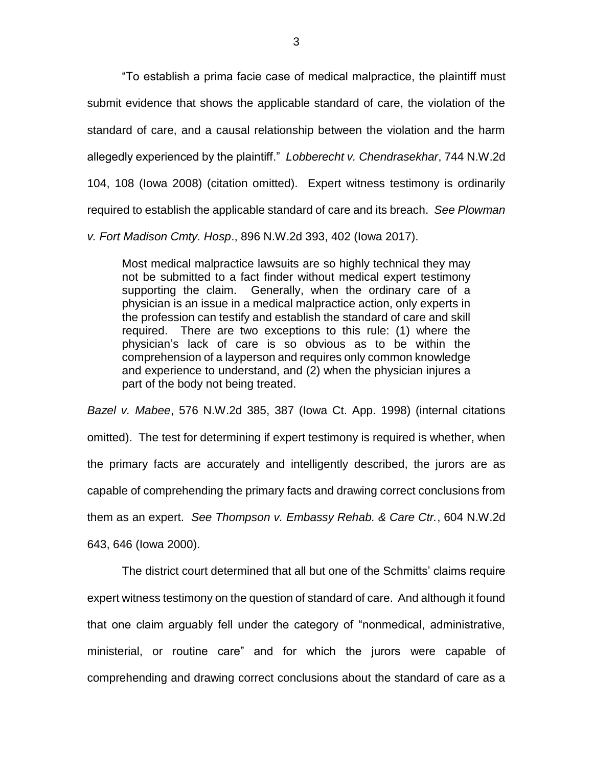"To establish a prima facie case of medical malpractice, the plaintiff must submit evidence that shows the applicable standard of care, the violation of the standard of care, and a causal relationship between the violation and the harm allegedly experienced by the plaintiff." *Lobberecht v. Chendrasekhar*, 744 N.W.2d 104, 108 (Iowa 2008) (citation omitted). Expert witness testimony is ordinarily required to establish the applicable standard of care and its breach. *See Plowman v. Fort Madison Cmty. Hosp*., 896 N.W.2d 393, 402 (Iowa 2017).

> Most medical malpractice lawsuits are so highly technical they may not be submitted to a fact finder without medical expert testimony supporting the claim. Generally, when the ordinary care of a physician is an issue in a medical malpractice action, only experts in the profession can testify and establish the standard of care and skill required. There are two exceptions to this rule: (1) where the physician's lack of care is so obvious as to be within the comprehension of a layperson and requires only common knowledge and experience to understand, and (2) when the physician injures a part of the body not being treated.

*Bazel v. Mabee*, 576 N.W.2d 385, 387 (Iowa Ct. App. 1998) (internal citations omitted). The test for determining if expert testimony is required is whether, when the primary facts are accurately and intelligently described, the jurors are as capable of comprehending the primary facts and drawing correct conclusions from them as an expert. *See Thompson v. Embassy Rehab. & Care Ctr.*, 604 N.W.2d 643, 646 (Iowa 2000).

The district court determined that all but one of the Schmitts' claims require expert witness testimony on the question of standard of care. And although it found that one claim arguably fell under the category of "nonmedical, administrative, ministerial, or routine care" and for which the jurors were capable of comprehending and drawing correct conclusions about the standard of care as a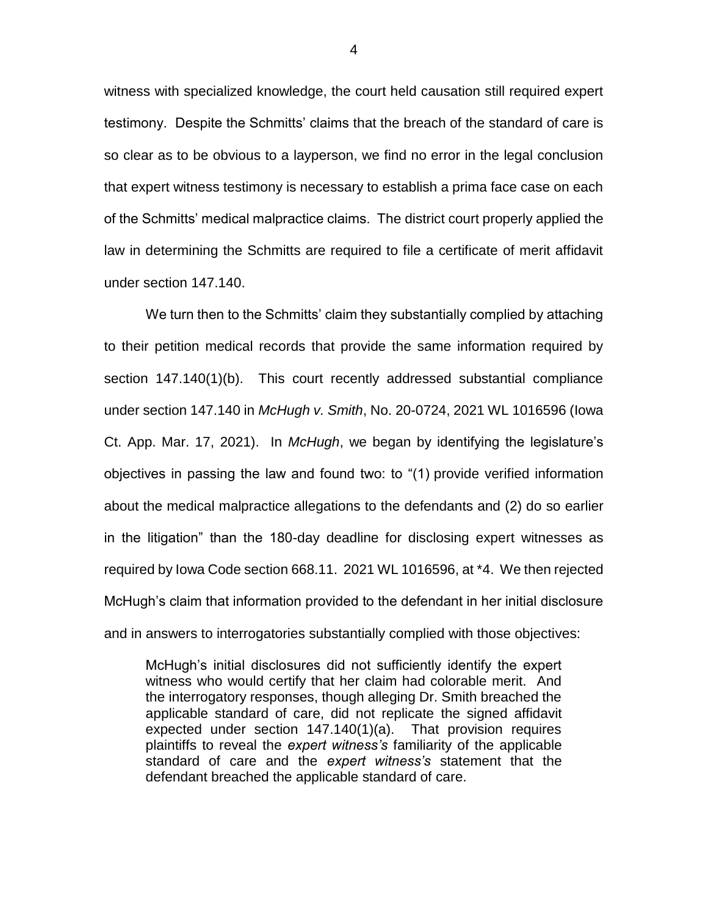witness with specialized knowledge, the court held causation still required expert testimony. Despite the Schmitts' claims that the breach of the standard of care is so clear as to be obvious to a layperson, we find no error in the legal conclusion that expert witness testimony is necessary to establish a prima face case on each of the Schmitts' medical malpractice claims. The district court properly applied the law in determining the Schmitts are required to file a certificate of merit affidavit under section 147.140.

We turn then to the Schmitts' claim they substantially complied by attaching to their petition medical records that provide the same information required by section 147.140(1)(b). This court recently addressed substantial compliance under section 147.140 in *McHugh v. Smith*, No. 20-0724, 2021 WL 1016596 (Iowa Ct. App. Mar. 17, 2021). In *McHugh*, we began by identifying the legislature's objectives in passing the law and found two: to "(1) provide verified information about the medical malpractice allegations to the defendants and (2) do so earlier in the litigation" than the 180-day deadline for disclosing expert witnesses as required by Iowa Code section 668.11. 2021 WL 1016596, at *4. We then rejected McHugh's claim that information provided to the defendant in her initial disclosure and in answers to interrogatories substantially complied with those objectives:

> McHugh's initial disclosures did not sufficiently identify the expert witness who would certify that her claim had colorable merit. And the interrogatory responses, though alleging Dr. Smith breached the applicable standard of care, did not replicate the signed affidavit expected under section 147.140(1)(a). That provision requires plaintiffs to reveal the *expert witness's* familiarity of the applicable standard of care and the *expert witness's* statement that the defendant breached the applicable standard of care.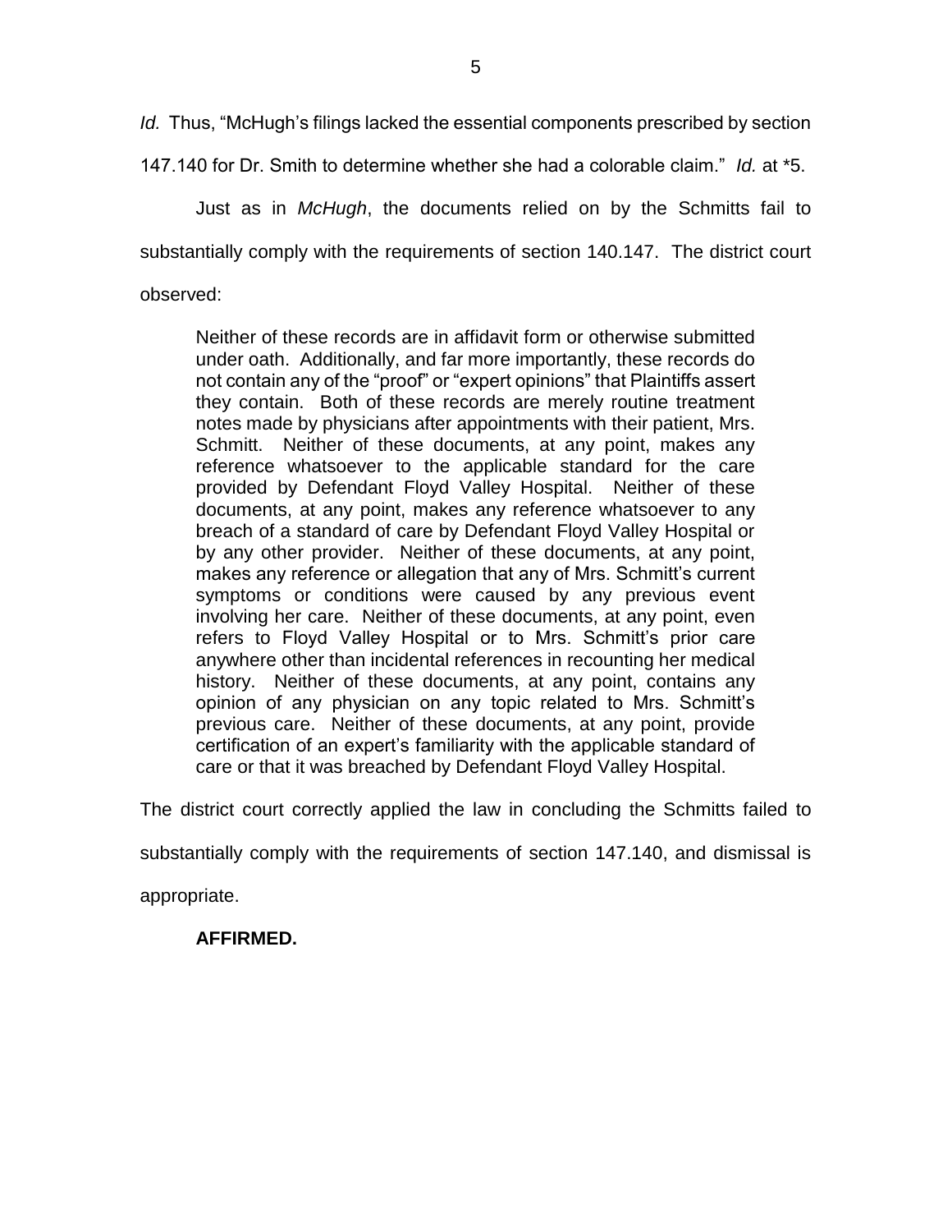*Id.* Thus, "McHugh's filings lacked the essential components prescribed by section 147.140 for Dr. Smith to determine whether she had a colorable claim." *Id.* at *5.

Just as in *McHugh*, the documents relied on by the Schmitts fail to substantially comply with the requirements of section 140.147. The district court observed:

> Neither of these records are in affidavit form or otherwise submitted under oath. Additionally, and far more importantly, these records do not contain any of the "proof" or "expert opinions" that Plaintiffs assert they contain. Both of these records are merely routine treatment notes made by physicians after appointments with their patient, Mrs. Schmitt. Neither of these documents, at any point, makes any reference whatsoever to the applicable standard for the care provided by Defendant Floyd Valley Hospital. Neither of these documents, at any point, makes any reference whatsoever to any breach of a standard of care by Defendant Floyd Valley Hospital or by any other provider. Neither of these documents, at any point, makes any reference or allegation that any of Mrs. Schmitt's current symptoms or conditions were caused by any previous event involving her care. Neither of these documents, at any point, even refers to Floyd Valley Hospital or to Mrs. Schmitt's prior care anywhere other than incidental references in recounting her medical history. Neither of these documents, at any point, contains any opinion of any physician on any topic related to Mrs. Schmitt's previous care. Neither of these documents, at any point, provide certification of an expert's familiarity with the applicable standard of care or that it was breached by Defendant Floyd Valley Hospital.

The district court correctly applied the law in concluding the Schmitts failed to substantially comply with the requirements of section 147.140, and dismissal is appropriate.

**AFFIRMED.**